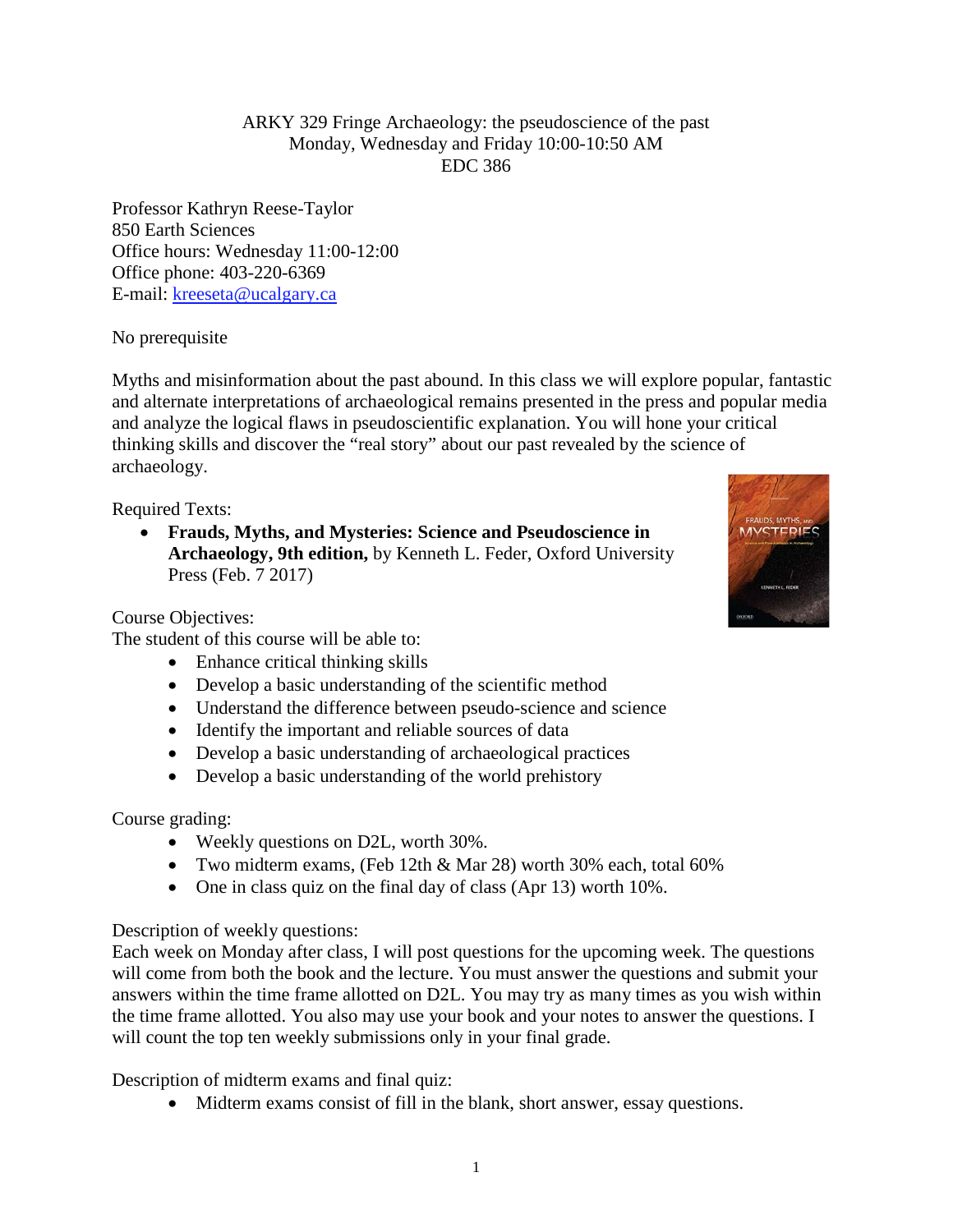ARKY 329 Fringe Archaeology: the pseudoscience of the past
Monday, Wednesday and Friday 10:00-10:50 AM
EDC 386

Professor Kathryn Reese-Taylor
850 Earth Sciences
Office hours: Wednesday 11:00-12:00
Office phone: 403-220-6369
E-mail: kreeseta@ucalgary.ca

No prerequisite

Myths and misinformation about the past abound. In this class we will explore popular, fantastic and alternate interpretations of archaeological remains presented in the press and popular media and analyze the logical flaws in pseudoscientific explanation. You will hone your critical thinking skills and discover the "real story" about our past revealed by the science of archaeology.

Required Texts:

- **Frauds, Myths, and Mysteries: Science and Pseudoscience in Archaeology, 9th edition,** by Kenneth L. Feder, Oxford University Press (Feb. 7 2017)

Course Objectives:
The student of this course will be able to:

- Enhance critical thinking skills
- Develop a basic understanding of the scientific method
- Understand the difference between pseudo-science and science
- Identify the important and reliable sources of data
- Develop a basic understanding of archaeological practices
- Develop a basic understanding of the world prehistory

Course grading:

- Weekly questions on D2L, worth 30%.
- Two midterm exams, (Feb 12th & Mar 28) worth 30% each, total 60%
- One in class quiz on the final day of class (Apr 13) worth 10%.

Description of weekly questions:
Each week on Monday after class, I will post questions for the upcoming week. The questions will come from both the book and the lecture. You must answer the questions and submit your answers within the time frame allotted on D2L. You may try as many times as you wish within the time frame allotted. You also may use your book and your notes to answer the questions. I will count the top ten weekly submissions only in your final grade.

Description of midterm exams and final quiz:

- Midterm exams consist of fill in the blank, short answer, essay questions.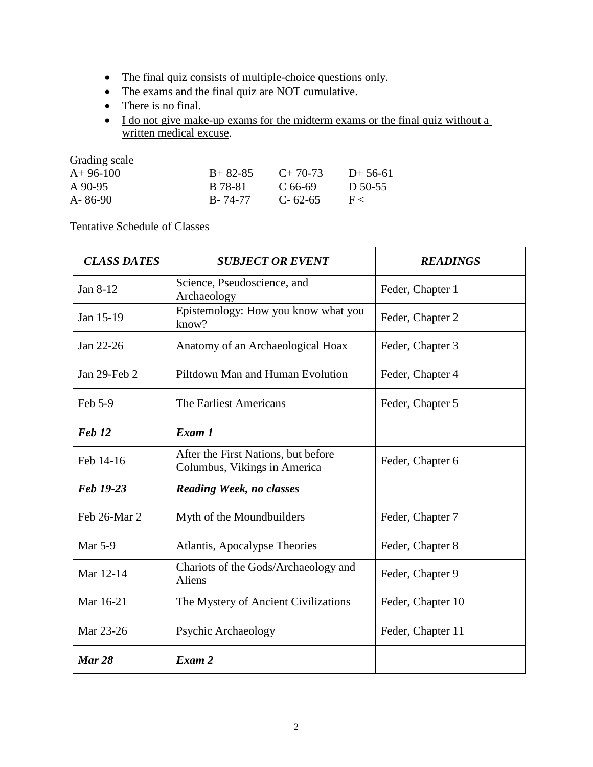- The final quiz consists of multiple-choice questions only.
- The exams and the final quiz are NOT cumulative.
- There is no final.
- <u>I do not give make-up exams for the midterm exams or the final quiz without a written medical excuse</u>.

Grading scale

| | | | |
|---|---|---|---|
| A+ 96-100 | B+ 82-85 | C+ 70-73 | D+ 56-61 |
| A 90-95 | B 78-81 | C 66-69 | D 50-55 |
| A- 86-90 | B- 74-77 | C- 62-65 | F < |

Tentative Schedule of Classes

| *CLASS DATES* | *SUBJECT OR EVENT* | *READINGS* |
|---|---|---|
| Jan 8-12 | Science, Pseudoscience, and Archaeology | Feder, Chapter 1 |
| Jan 15-19 | Epistemology: How you know what you know? | Feder, Chapter 2 |
| Jan 22-26 | Anatomy of an Archaeological Hoax | Feder, Chapter 3 |
| Jan 29-Feb 2 | Piltdown Man and Human Evolution | Feder, Chapter 4 |
| Feb 5-9 | The Earliest Americans | Feder, Chapter 5 |
| ***Feb 12*** | ***Exam 1*** | |
| Feb 14-16 | After the First Nations, but before Columbus, Vikings in America | Feder, Chapter 6 |
| ***Feb 19-23*** | ***Reading Week, no classes*** | |
| Feb 26-Mar 2 | Myth of the Moundbuilders | Feder, Chapter 7 |
| Mar 5-9 | Atlantis, Apocalypse Theories | Feder, Chapter 8 |
| Mar 12-14 | Chariots of the Gods/Archaeology and Aliens | Feder, Chapter 9 |
| Mar 16-21 | The Mystery of Ancient Civilizations | Feder, Chapter 10 |
| Mar 23-26 | Psychic Archaeology | Feder, Chapter 11 |
| ***Mar 28*** | ***Exam 2*** | |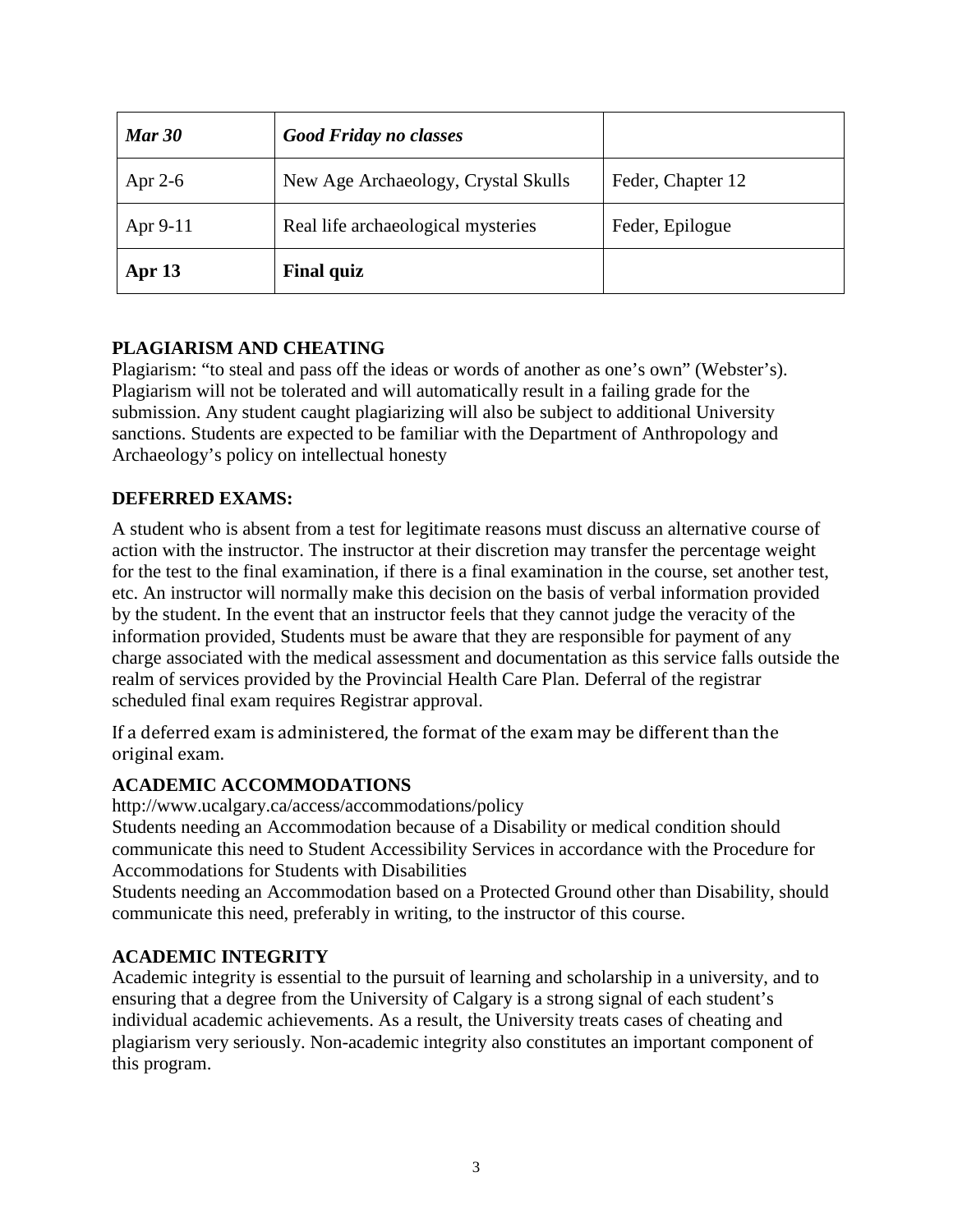| *Mar 30* | *Good Friday no classes* | |
|---|---|---|
| Apr 2-6 | New Age Archaeology, Crystal Skulls | Feder, Chapter 12 |
| Apr 9-11 | Real life archaeological mysteries | Feder, Epilogue |
| **Apr 13** | **Final quiz** | |

## PLAGIARISM AND CHEATING

Plagiarism: "to steal and pass off the ideas or words of another as one's own" (Webster's). Plagiarism will not be tolerated and will automatically result in a failing grade for the submission. Any student caught plagiarizing will also be subject to additional University sanctions. Students are expected to be familiar with the Department of Anthropology and Archaeology's policy on intellectual honesty

## DEFERRED EXAMS:

A student who is absent from a test for legitimate reasons must discuss an alternative course of action with the instructor. The instructor at their discretion may transfer the percentage weight for the test to the final examination, if there is a final examination in the course, set another test, etc. An instructor will normally make this decision on the basis of verbal information provided by the student. In the event that an instructor feels that they cannot judge the veracity of the information provided, Students must be aware that they are responsible for payment of any charge associated with the medical assessment and documentation as this service falls outside the realm of services provided by the Provincial Health Care Plan. Deferral of the registrar scheduled final exam requires Registrar approval.

If a deferred exam is administered, the format of the exam may be different than the original exam.

## ACADEMIC ACCOMMODATIONS

http://www.ucalgary.ca/access/accommodations/policy

Students needing an Accommodation because of a Disability or medical condition should communicate this need to Student Accessibility Services in accordance with the Procedure for Accommodations for Students with Disabilities

Students needing an Accommodation based on a Protected Ground other than Disability, should communicate this need, preferably in writing, to the instructor of this course.

## ACADEMIC INTEGRITY

Academic integrity is essential to the pursuit of learning and scholarship in a university, and to ensuring that a degree from the University of Calgary is a strong signal of each student's individual academic achievements. As a result, the University treats cases of cheating and plagiarism very seriously. Non-academic integrity also constitutes an important component of this program.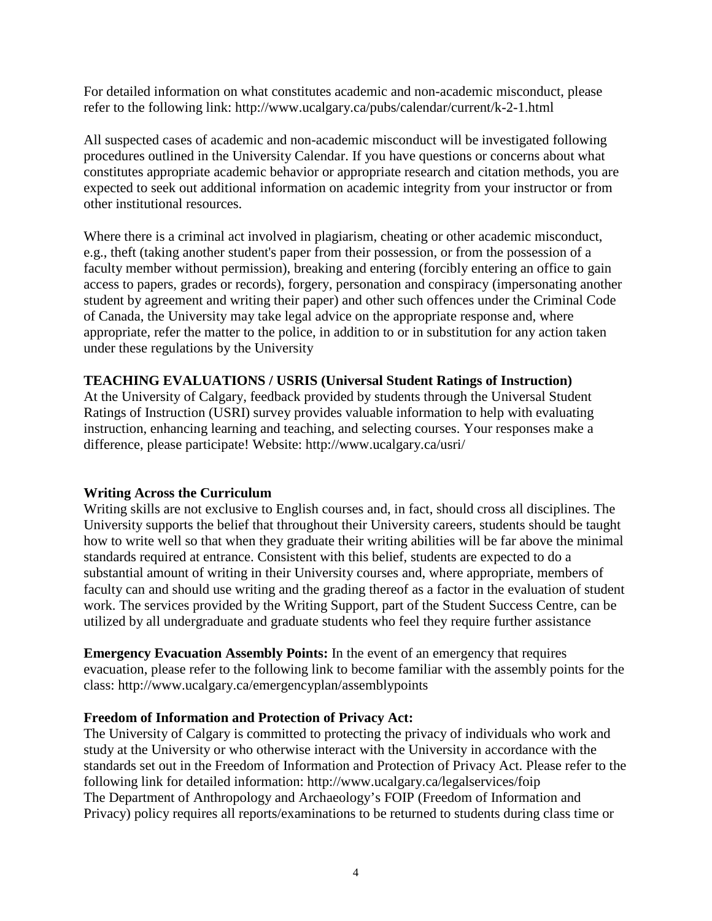For detailed information on what constitutes academic and non-academic misconduct, please refer to the following link: http://www.ucalgary.ca/pubs/calendar/current/k-2-1.html

All suspected cases of academic and non-academic misconduct will be investigated following procedures outlined in the University Calendar. If you have questions or concerns about what constitutes appropriate academic behavior or appropriate research and citation methods, you are expected to seek out additional information on academic integrity from your instructor or from other institutional resources.

Where there is a criminal act involved in plagiarism, cheating or other academic misconduct, e.g., theft (taking another student's paper from their possession, or from the possession of a faculty member without permission), breaking and entering (forcibly entering an office to gain access to papers, grades or records), forgery, personation and conspiracy (impersonating another student by agreement and writing their paper) and other such offences under the Criminal Code of Canada, the University may take legal advice on the appropriate response and, where appropriate, refer the matter to the police, in addition to or in substitution for any action taken under these regulations by the University

**TEACHING EVALUATIONS / USRIS (Universal Student Ratings of Instruction)**
At the University of Calgary, feedback provided by students through the Universal Student Ratings of Instruction (USRI) survey provides valuable information to help with evaluating instruction, enhancing learning and teaching, and selecting courses. Your responses make a difference, please participate! Website: http://www.ucalgary.ca/usri/

**Writing Across the Curriculum**
Writing skills are not exclusive to English courses and, in fact, should cross all disciplines. The University supports the belief that throughout their University careers, students should be taught how to write well so that when they graduate their writing abilities will be far above the minimal standards required at entrance. Consistent with this belief, students are expected to do a substantial amount of writing in their University courses and, where appropriate, members of faculty can and should use writing and the grading thereof as a factor in the evaluation of student work. The services provided by the Writing Support, part of the Student Success Centre, can be utilized by all undergraduate and graduate students who feel they require further assistance

**Emergency Evacuation Assembly Points:** In the event of an emergency that requires evacuation, please refer to the following link to become familiar with the assembly points for the class: http://www.ucalgary.ca/emergencyplan/assemblypoints

**Freedom of Information and Protection of Privacy Act:**
The University of Calgary is committed to protecting the privacy of individuals who work and study at the University or who otherwise interact with the University in accordance with the standards set out in the Freedom of Information and Protection of Privacy Act. Please refer to the following link for detailed information: http://www.ucalgary.ca/legalservices/foip
The Department of Anthropology and Archaeology's FOIP (Freedom of Information and Privacy) policy requires all reports/examinations to be returned to students during class time or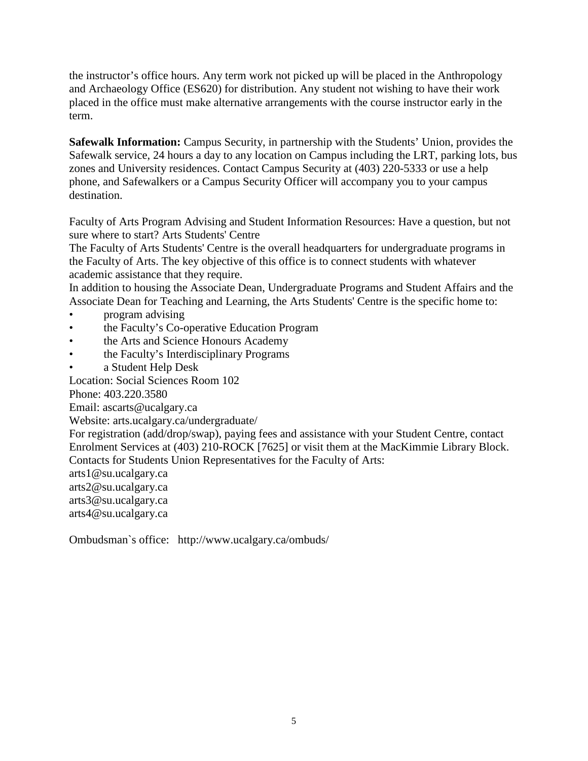the instructor's office hours. Any term work not picked up will be placed in the Anthropology and Archaeology Office (ES620) for distribution. Any student not wishing to have their work placed in the office must make alternative arrangements with the course instructor early in the term.

**Safewalk Information:** Campus Security, in partnership with the Students' Union, provides the Safewalk service, 24 hours a day to any location on Campus including the LRT, parking lots, bus zones and University residences. Contact Campus Security at (403) 220-5333 or use a help phone, and Safewalkers or a Campus Security Officer will accompany you to your campus destination.

Faculty of Arts Program Advising and Student Information Resources: Have a question, but not sure where to start? Arts Students' Centre
The Faculty of Arts Students' Centre is the overall headquarters for undergraduate programs in the Faculty of Arts. The key objective of this office is to connect students with whatever academic assistance that they require.
In addition to housing the Associate Dean, Undergraduate Programs and Student Affairs and the Associate Dean for Teaching and Learning, the Arts Students' Centre is the specific home to:

- program advising
- the Faculty's Co-operative Education Program
- the Arts and Science Honours Academy
- the Faculty's Interdisciplinary Programs
- a Student Help Desk

Location: Social Sciences Room 102
Phone: 403.220.3580
Email: ascarts@ucalgary.ca
Website: arts.ucalgary.ca/undergraduate/
For registration (add/drop/swap), paying fees and assistance with your Student Centre, contact Enrolment Services at (403) 210-ROCK [7625] or visit them at the MacKimmie Library Block.
Contacts for Students Union Representatives for the Faculty of Arts:
arts1@su.ucalgary.ca
arts2@su.ucalgary.ca
arts3@su.ucalgary.ca
arts4@su.ucalgary.ca

Ombudsman`s office: http://www.ucalgary.ca/ombuds/